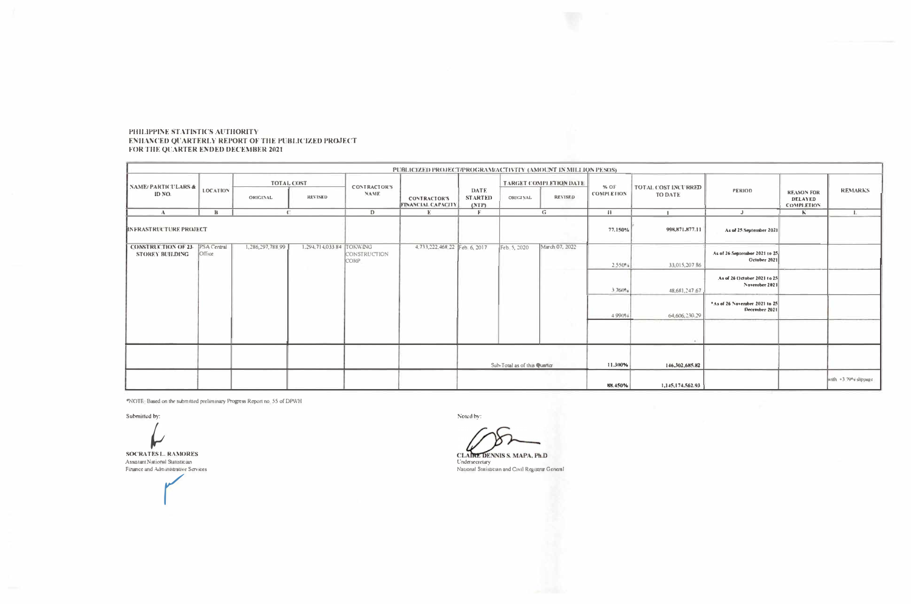PHILIPPINE STATISTICS AUTHORITY
ENHANCED QUARTERLY REPORT OF THE PUBLICIZED PROJECT
FOR THE QUARTER ENDED DECEMBER 2021

| PUBLICIZED PROJECT/PROGRAM/ACTIVITY (AMOUNT IN MILLION PESOS) | | | | | | | | | | | | | |
|---|---|---|---|---|---|---|---|---|---|---|---|---|---|
| NAME/ PARTICULARS & ID NO. | LOCATION | TOTAL COST | | CONTRACTOR'S NAME | CONTRACTOR'S FINANCIAL CAPACITY | DATE STARTED (NTP) | TARGET COMPLETION DATE | | % OF COMPLETION | TOTAL COST INCURRED TO DATE | PERIOD | REASON FOR DELAYED COMPLETION | REMARKS |
| | | ORIGINAL | REVISED | | | | ORIGINAL | REVISED | | | | | |
| A | B | C | | D | E | F | G | | H | I | J | K | L |
| INFRASTRUCTURE PROJECT | | | | | | | | | 77.150% | 998,871,877.11 | As of 25 September 2021 | | |
| CONSTRUCTION OF 23-STOREY BUILDING | PSA Central Office | 1,286,297,788.99 | 1,294,714,033.84 | TOKWING CONSTRUCTION CORP | 4,733,222,468.22 | Feb. 6, 2017 | Feb. 5, 2020 | March 07, 2022 | 2.550% | 33,015,207.86 | As of 26 September 2021 to 25 October 2021 | | |
| | | | | | | | | | 3.760% | 48,681,247.67 | As of 26 October 2021 to 25 November 2021 | | |
| | | | | | | | | | 4.990% | 64,606,230.29 | *As of 26 November 2021 to 25 December 2021 | | |
| | | | | | | | | | | - | | | |
| | | | | | | Sub-Total as of this Quarter | | | 11.300% | 146,302,685.82 | | | |
| | | | | | | | | | 88.450% | 1,145,174,562.93 | | | with +3.79% slippage |

*NOTE: Based on the submitted preliminary Progress Report no. 55 of DPWH

Submitted by:

**SOCRATES L. RAMORES**
Assistant National Statistician
Finance and Administrative Services

Noted by:

**CLAIRE DENNIS S. MAPA, Ph.D**
Undersecretary
National Statistician and Civil Registrar General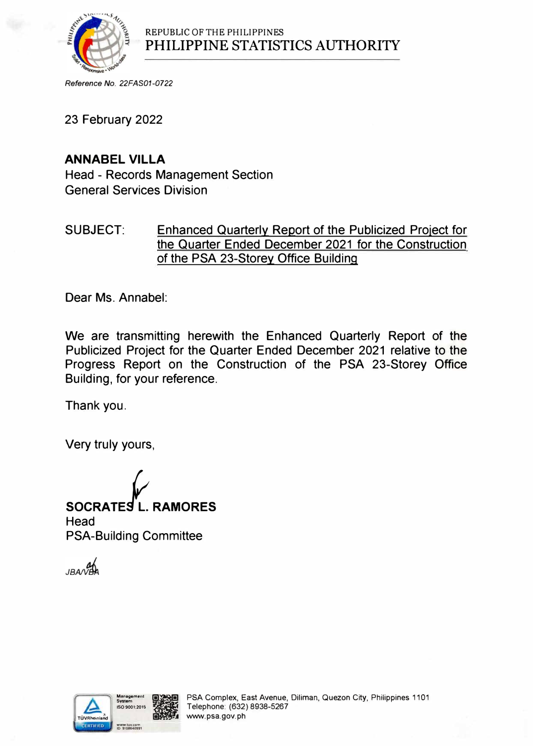REPUBLIC OF THE PHILIPPINES
PHILIPPINE STATISTICS AUTHORITY

*Reference No. 22FAS01-0722*

23 February 2022

**ANNABEL VILLA**
Head - Records Management Section
General Services Division

SUBJECT: Enhanced Quarterly Report of the Publicized Project for the Quarter Ended December 2021 for the Construction of the PSA 23-Storey Office Building

Dear Ms. Annabel:

We are transmitting herewith the Enhanced Quarterly Report of the Publicized Project for the Quarter Ended December 2021 relative to the Progress Report on the Construction of the PSA 23-Storey Office Building, for your reference.

Thank you.

Very truly yours,

**SOCRATES L. RAMORES**
Head
PSA-Building Committee

*JBA/VBA*

PSA Complex, East Avenue, Diliman, Quezon City, Philippines 1101
Telephone: (632) 8938-5267
www.psa.gov.ph